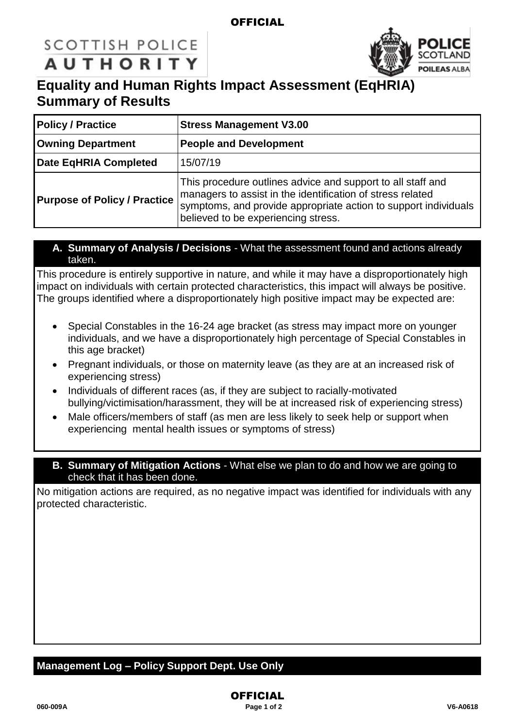# Equality and Human Rights Impact Assessment (EqHRIA) Summary of Results

| Policy / Practice | Stress Management V3.00 |
|---|---|
| Owning Department | People and Development |
| Date EqHRIA Completed | 15/07/19 |
| Purpose of Policy / Practice | This procedure outlines advice and support to all staff and managers to assist in the identification of stress related symptoms, and provide appropriate action to support individuals believed to be experiencing stress. |

## A. Summary of Analysis / Decisions - What the assessment found and actions already taken.

This procedure is entirely supportive in nature, and while it may have a disproportionately high impact on individuals with certain protected characteristics, this impact will always be positive. The groups identified where a disproportionately high positive impact may be expected are:

- Special Constables in the 16-24 age bracket (as stress may impact more on younger individuals, and we have a disproportionately high percentage of Special Constables in this age bracket)
- Pregnant individuals, or those on maternity leave (as they are at an increased risk of experiencing stress)
- Individuals of different races (as, if they are subject to racially-motivated bullying/victimisation/harassment, they will be at increased risk of experiencing stress)
- Male officers/members of staff (as men are less likely to seek help or support when experiencing mental health issues or symptoms of stress)

## B. Summary of Mitigation Actions - What else we plan to do and how we are going to check that it has been done.

No mitigation actions are required, as no negative impact was identified for individuals with any protected characteristic.

## Management Log – Policy Support Dept. Use Only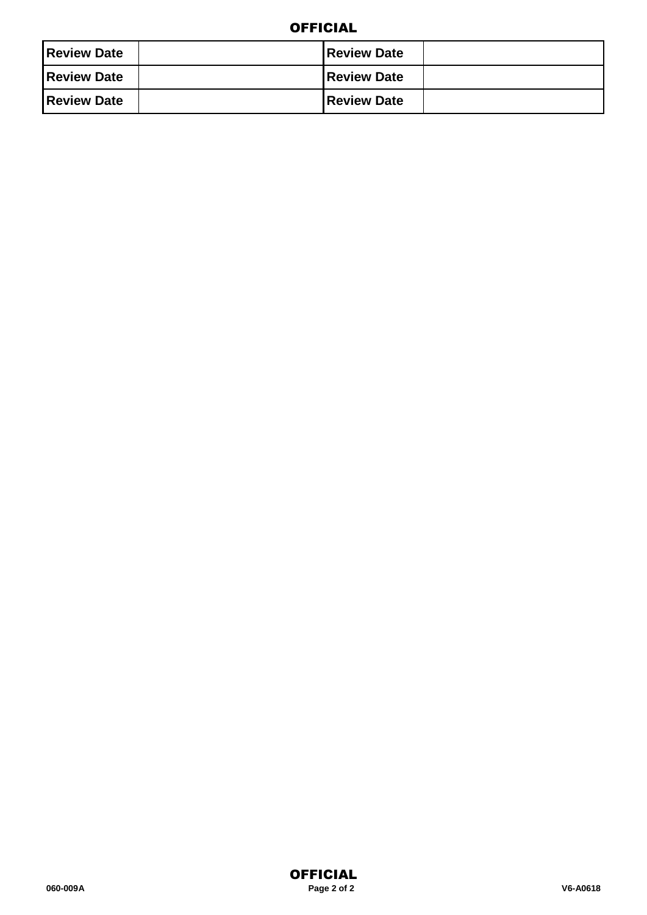| | | | |
|---|---|---|---|
| **Review Date** | | **Review Date** | |
| **Review Date** | | **Review Date** | |
| **Review Date** | | **Review Date** | |